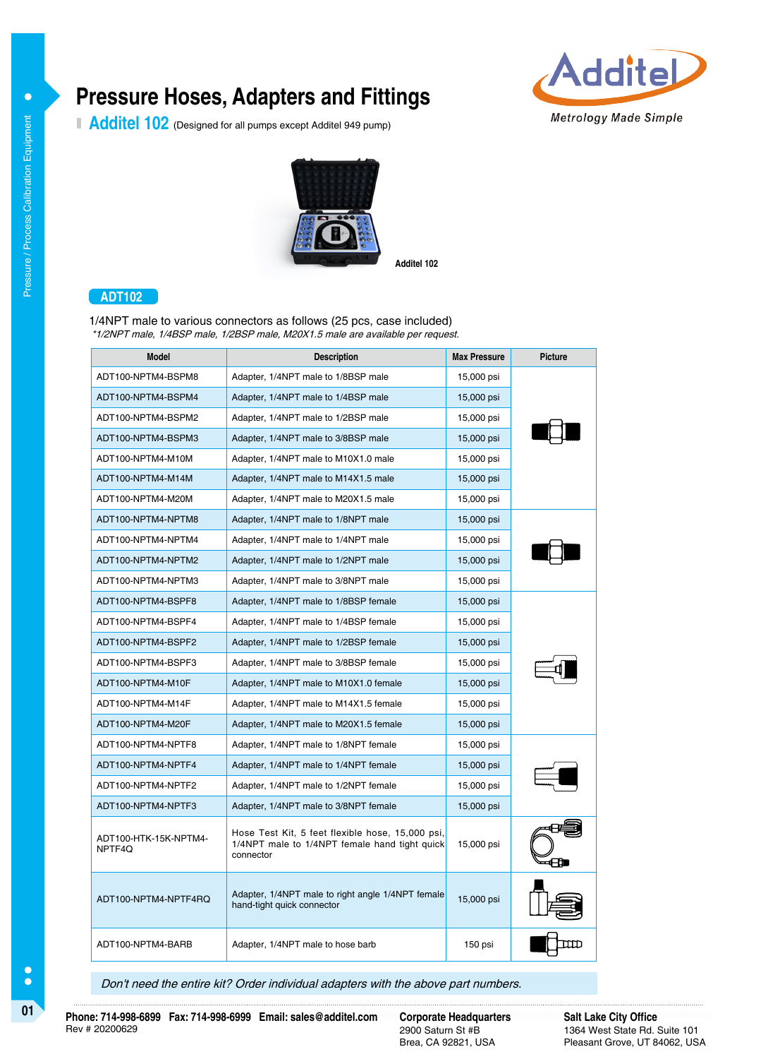# Pressure Hoses, Adapters and Fittings

## Additel 102 (Designed for all pumps except Additel 949 pump)

Additel 102

**ADT102**

1/4NPT male to various connectors as follows (25 pcs, case included)

*\*1/2NPT male, 1/4BSP male, 1/2BSP male, M20X1.5 male are available per request.*

| Model | Description | Max Pressure | Picture |
|---|---|---|---|
| ADT100-NPTM4-BSPM8 | Adapter, 1/4NPT male to 1/8BSP male | 15,000 psi | |
| ADT100-NPTM4-BSPM4 | Adapter, 1/4NPT male to 1/4BSP male | 15,000 psi | |
| ADT100-NPTM4-BSPM2 | Adapter, 1/4NPT male to 1/2BSP male | 15,000 psi | |
| ADT100-NPTM4-BSPM3 | Adapter, 1/4NPT male to 3/8BSP male | 15,000 psi | |
| ADT100-NPTM4-M10M | Adapter, 1/4NPT male to M10X1.0 male | 15,000 psi | |
| ADT100-NPTM4-M14M | Adapter, 1/4NPT male to M14X1.5 male | 15,000 psi | |
| ADT100-NPTM4-M20M | Adapter, 1/4NPT male to M20X1.5 male | 15,000 psi | |
| ADT100-NPTM4-NPTM8 | Adapter, 1/4NPT male to 1/8NPT male | 15,000 psi | |
| ADT100-NPTM4-NPTM4 | Adapter, 1/4NPT male to 1/4NPT male | 15,000 psi | |
| ADT100-NPTM4-NPTM2 | Adapter, 1/4NPT male to 1/2NPT male | 15,000 psi | |
| ADT100-NPTM4-NPTM3 | Adapter, 1/4NPT male to 3/8NPT male | 15,000 psi | |
| ADT100-NPTM4-BSPF8 | Adapter, 1/4NPT male to 1/8BSP female | 15,000 psi | |
| ADT100-NPTM4-BSPF4 | Adapter, 1/4NPT male to 1/4BSP female | 15,000 psi | |
| ADT100-NPTM4-BSPF2 | Adapter, 1/4NPT male to 1/2BSP female | 15,000 psi | |
| ADT100-NPTM4-BSPF3 | Adapter, 1/4NPT male to 3/8BSP female | 15,000 psi | |
| ADT100-NPTM4-M10F | Adapter, 1/4NPT male to M10X1.0 female | 15,000 psi | |
| ADT100-NPTM4-M14F | Adapter, 1/4NPT male to M14X1.5 female | 15,000 psi | |
| ADT100-NPTM4-M20F | Adapter, 1/4NPT male to M20X1.5 female | 15,000 psi | |
| ADT100-NPTM4-NPTF8 | Adapter, 1/4NPT male to 1/8NPT female | 15,000 psi | |
| ADT100-NPTM4-NPTF4 | Adapter, 1/4NPT male to 1/4NPT female | 15,000 psi | |
| ADT100-NPTM4-NPTF2 | Adapter, 1/4NPT male to 1/2NPT female | 15,000 psi | |
| ADT100-NPTM4-NPTF3 | Adapter, 1/4NPT male to 3/8NPT female | 15,000 psi | |
| ADT100-HTK-15K-NPTM4-NPTF4Q | Hose Test Kit, 5 feet flexible hose, 15,000 psi, 1/4NPT male to 1/4NPT female hand tight quick connector | 15,000 psi | |
| ADT100-NPTM4-NPTF4RQ | Adapter, 1/4NPT male to right angle 1/4NPT female hand-tight quick connector | 15,000 psi | |
| ADT100-NPTM4-BARB | Adapter, 1/4NPT male to hose barb | 150 psi | |

*Don't need the entire kit? Order individual adapters with the above part numbers.*

**Phone: 714-998-6899 Fax: 714-998-6999 Email: sales@additel.com**
Rev # 20200629

**Corporate Headquarters**
2900 Saturn St #B
Brea, CA 92821, USA

**Salt Lake City Office**
1364 West State Rd. Suite 101
Pleasant Grove, UT 84062, USA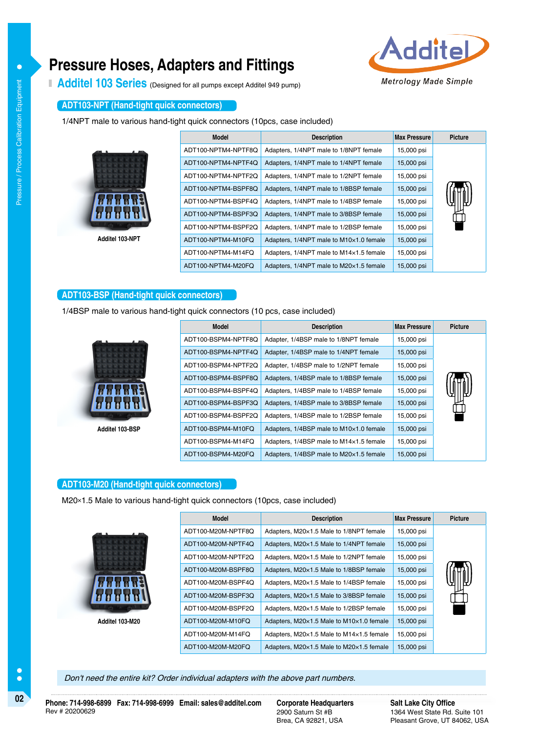# Pressure Hoses, Adapters and Fittings

## Additel 103 Series (Designed for all pumps except Additel 949 pump)

### ADT103-NPT (Hand-tight quick connectors)

1/4NPT male to various hand-tight quick connectors (10pcs, case included)

Additel 103-NPT

| Model | Description | Max Pressure | Picture |
|---|---|---|---|
| ADT100-NPTM4-NPTF8Q | Adapters, 1/4NPT male to 1/8NPT female | 15,000 psi | |
| ADT100-NPTM4-NPTF4Q | Adapters, 1/4NPT male to 1/4NPT female | 15,000 psi | |
| ADT100-NPTM4-NPTF2Q | Adapters, 1/4NPT male to 1/2NPT female | 15,000 psi | |
| ADT100-NPTM4-BSPF8Q | Adapters, 1/4NPT male to 1/8BSP female | 15,000 psi | |
| ADT100-NPTM4-BSPF4Q | Adapters, 1/4NPT male to 1/4BSP female | 15,000 psi | |
| ADT100-NPTM4-BSPF3Q | Adapters, 1/4NPT male to 3/8BSP female | 15,000 psi | |
| ADT100-NPTM4-BSPF2Q | Adapters, 1/4NPT male to 1/2BSP female | 15,000 psi | |
| ADT100-NPTM4-M10FQ | Adapters, 1/4NPT male to M10×1.0 female | 15,000 psi | |
| ADT100-NPTM4-M14FQ | Adapters, 1/4NPT male to M14×1.5 female | 15,000 psi | |
| ADT100-NPTM4-M20FQ | Adapters, 1/4NPT male to M20×1.5 female | 15,000 psi | |

### ADT103-BSP (Hand-tight quick connectors)

1/4BSP male to various hand-tight quick connectors (10 pcs, case included)

Additel 103-BSP

| Model | Description | Max Pressure | Picture |
|---|---|---|---|
| ADT100-BSPM4-NPTF8Q | Adapter, 1/4BSP male to 1/8NPT female | 15,000 psi | |
| ADT100-BSPM4-NPTF4Q | Adapter, 1/4BSP male to 1/4NPT female | 15,000 psi | |
| ADT100-BSPM4-NPTF2Q | Adapter, 1/4BSP male to 1/2NPT female | 15,000 psi | |
| ADT100-BSPM4-BSPF8Q | Adapters, 1/4BSP male to 1/8BSP female | 15,000 psi | |
| ADT100-BSPM4-BSPF4Q | Adapters, 1/4BSP male to 1/4BSP female | 15,000 psi | |
| ADT100-BSPM4-BSPF3Q | Adapters, 1/4BSP male to 3/8BSP female | 15,000 psi | |
| ADT100-BSPM4-BSPF2Q | Adapters, 1/4BSP male to 1/2BSP female | 15,000 psi | |
| ADT100-BSPM4-M10FQ | Adapters, 1/4BSP male to M10×1.0 female | 15,000 psi | |
| ADT100-BSPM4-M14FQ | Adapters, 1/4BSP male to M14×1.5 female | 15,000 psi | |
| ADT100-BSPM4-M20FQ | Adapters, 1/4BSP male to M20×1.5 female | 15,000 psi | |

### ADT103-M20 (Hand-tight quick connectors)

M20×1.5 Male to various hand-tight quick connectors (10pcs, case included)

Additel 103-M20

| Model | Description | Max Pressure | Picture |
|---|---|---|---|
| ADT100-M20M-NPTF8Q | Adapters, M20×1.5 Male to 1/8NPT female | 15,000 psi | |
| ADT100-M20M-NPTF4Q | Adapters, M20×1.5 Male to 1/4NPT female | 15,000 psi | |
| ADT100-M20M-NPTF2Q | Adapters, M20×1.5 Male to 1/2NPT female | 15,000 psi | |
| ADT100-M20M-BSPF8Q | Adapters, M20×1.5 Male to 1/8BSP female | 15,000 psi | |
| ADT100-M20M-BSPF4Q | Adapters, M20×1.5 Male to 1/4BSP female | 15,000 psi | |
| ADT100-M20M-BSPF3Q | Adapters, M20×1.5 Male to 3/8BSP female | 15,000 psi | |
| ADT100-M20M-BSPF2Q | Adapters, M20×1.5 Male to 1/2BSP female | 15,000 psi | |
| ADT100-M20M-M10FQ | Adapters, M20×1.5 Male to M10×1.0 female | 15,000 psi | |
| ADT100-M20M-M14FQ | Adapters, M20×1.5 Male to M14×1.5 female | 15,000 psi | |
| ADT100-M20M-M20FQ | Adapters, M20×1.5 Male to M20×1.5 female | 15,000 psi | |

*Don't need the entire kit? Order individual adapters with the above part numbers.*

**Phone: 714-998-6899 Fax: 714-998-6999 Email: sales@additel.com**
Rev # 20200629

**Corporate Headquarters**
2900 Saturn St #B
Brea, CA 92821, USA

**Salt Lake City Office**
1364 West State Rd. Suite 101
Pleasant Grove, UT 84062, USA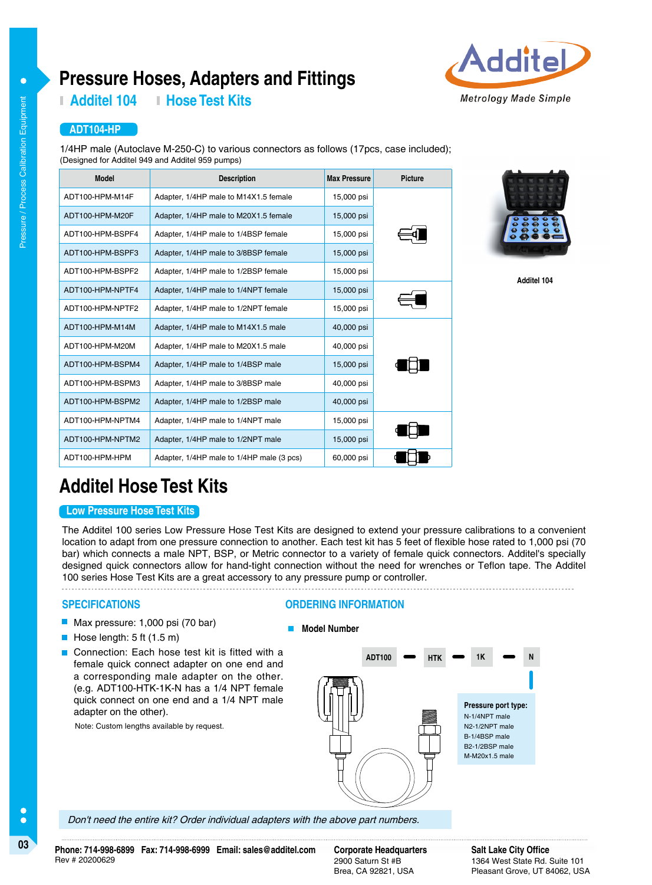# Pressure Hoses, Adapters and Fittings

**Additel 104** | **Hose Test Kits**

## ADT104-HP

1/4HP male (Autoclave M-250-C) to various connectors as follows (17pcs, case included);
(Designed for Additel 949 and Additel 959 pumps)

| Model | Description | Max Pressure | Picture |
|---|---|---|---|
| ADT100-HPM-M14F | Adapter, 1/4HP male to M14X1.5 female | 15,000 psi | |
| ADT100-HPM-M20F | Adapter, 1/4HP male to M20X1.5 female | 15,000 psi | |
| ADT100-HPM-BSPF4 | Adapter, 1/4HP male to 1/4BSP female | 15,000 psi | |
| ADT100-HPM-BSPF3 | Adapter, 1/4HP male to 3/8BSP female | 15,000 psi | |
| ADT100-HPM-BSPF2 | Adapter, 1/4HP male to 1/2BSP female | 15,000 psi | |
| ADT100-HPM-NPTF4 | Adapter, 1/4HP male to 1/4NPT female | 15,000 psi | |
| ADT100-HPM-NPTF2 | Adapter, 1/4HP male to 1/2NPT female | 15,000 psi | |
| ADT100-HPM-M14M | Adapter, 1/4HP male to M14X1.5 male | 40,000 psi | |
| ADT100-HPM-M20M | Adapter, 1/4HP male to M20X1.5 male | 40,000 psi | |
| ADT100-HPM-BSPM4 | Adapter, 1/4HP male to 1/4BSP male | 15,000 psi | |
| ADT100-HPM-BSPM3 | Adapter, 1/4HP male to 3/8BSP male | 40,000 psi | |
| ADT100-HPM-BSPM2 | Adapter, 1/4HP male to 1/2BSP male | 40,000 psi | |
| ADT100-HPM-NPTM4 | Adapter, 1/4HP male to 1/4NPT male | 15,000 psi | |
| ADT100-HPM-NPTM2 | Adapter, 1/4HP male to 1/2NPT male | 15,000 psi | |
| ADT100-HPM-HPM | Adapter, 1/4HP male to 1/4HP male (3 pcs) | 60,000 psi | |

Additel 104

# Additel Hose Test Kits

## Low Pressure Hose Test Kits

The Additel 100 series Low Pressure Hose Test Kits are designed to extend your pressure calibrations to a convenient location to adapt from one pressure connection to another. Each test kit has 5 feet of flexible hose rated to 1,000 psi (70 bar) which connects a male NPT, BSP, or Metric connector to a variety of female quick connectors. Additel's specially designed quick connectors allow for hand-tight connection without the need for wrenches or Teflon tape. The Additel 100 series Hose Test Kits are a great accessory to any pressure pump or controller.

### SPECIFICATIONS

- Max pressure: 1,000 psi (70 bar)
- Hose length: 5 ft (1.5 m)
- Connection: Each hose test kit is fitted with a female quick connect adapter on one end and a corresponding male adapter on the other. (e.g. ADT100-HTK-1K-N has a 1/4 NPT female quick connect on one end and a 1/4 NPT male adapter on the other).

Note: Custom lengths available by request.

### ORDERING INFORMATION

- **Model Number**

ADT100 — HTK — 1K — N

**Pressure port type:**
N-1/4NPT male
N2-1/2NPT male
B-1/4BSP male
B2-1/2BSP male
M-M20x1.5 male

*Don't need the entire kit? Order individual adapters with the above part numbers.*

**Phone: 714-998-6899 Fax: 714-998-6999 Email: sales@additel.com**
Rev # 20200629

**Corporate Headquarters**
2900 Saturn St #B
Brea, CA 92821, USA

**Salt Lake City Office**
1364 West State Rd. Suite 101
Pleasant Grove, UT 84062, USA